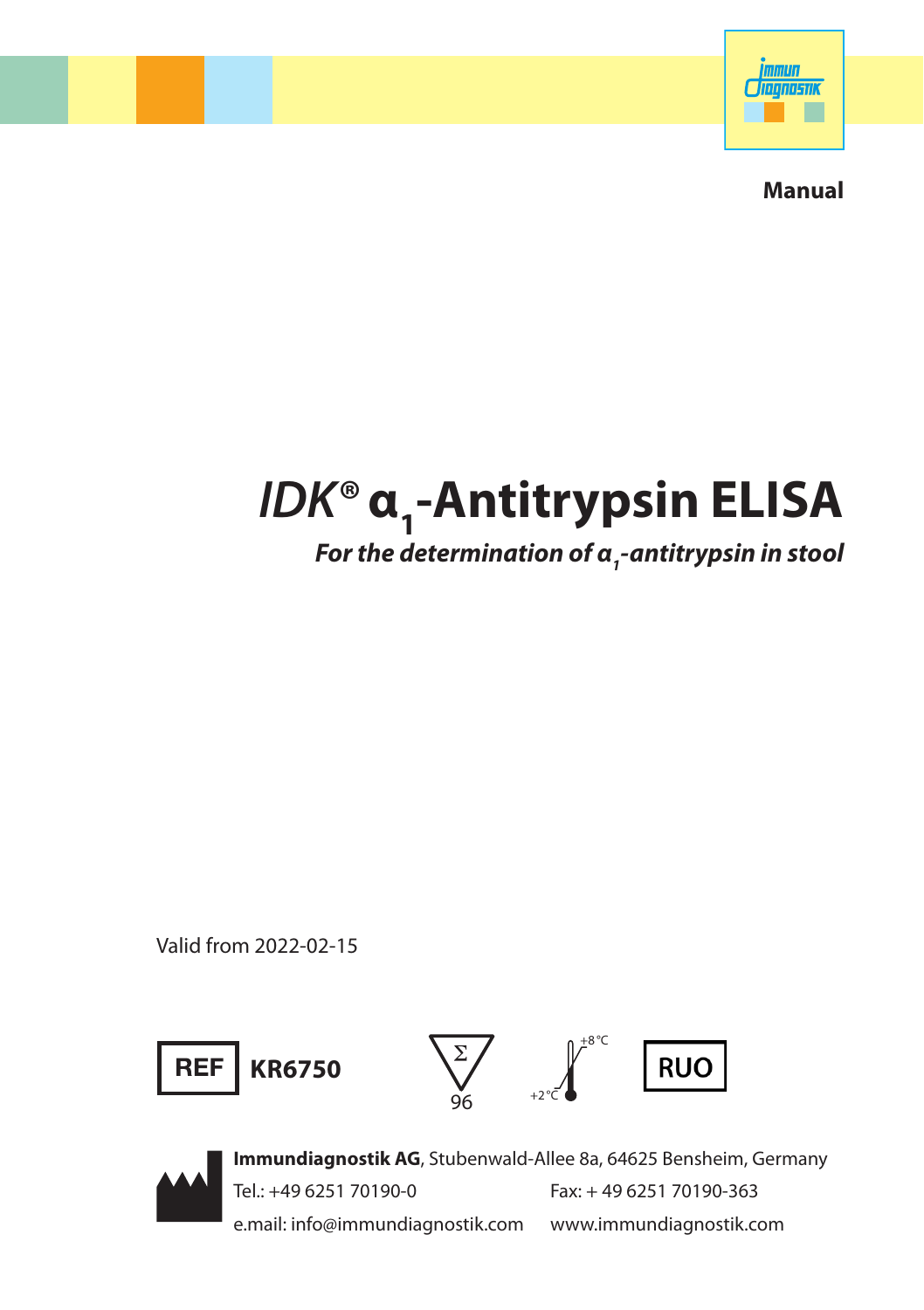**Manual**

# *IDK®* $\alpha_1$-Antitrypsin ELISA

***For the determination of $\alpha_1$-antitrypsin in stool***

Valid from 2022-02-15

REF **KR6750**

Σ 96

+2 °C – +8 °C

RUO

**Immundiagnostik AG**, Stubenwald-Allee 8a, 64625 Bensheim, Germany

Tel.: +49 6251 70190-0

Fax: + 49 6251 70190-363

e.mail: info@immundiagnostik.com

www.immundiagnostik.com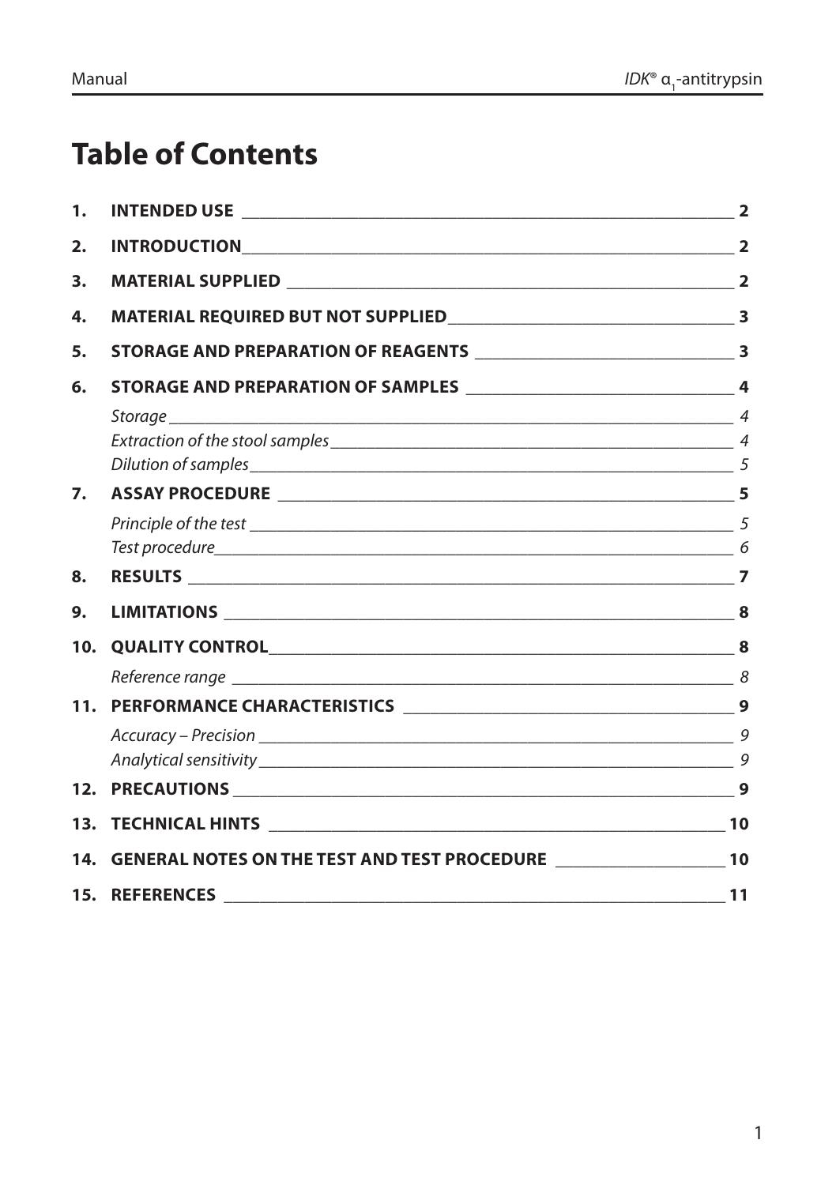# Table of Contents

1. **INTRODUCTION USE** — 2

Wait—correction below.

| | | |
|---|---|---|
| **1.** | **INTENDED USE** | **2** |
| **2.** | **INTRODUCTION** | **2** |
| **3.** | **MATERIAL SUPPLIED** | **2** |
| **4.** | **MATERIAL REQUIRED BUT NOT SUPPLIED** | **3** |
| **5.** | **STORAGE AND PREPARATION OF REAGENTS** | **3** |
| **6.** | **STORAGE AND PREPARATION OF SAMPLES** | **4** |
| | *Storage* | *4* |
| | *Extraction of the stool samples* | *4* |
| | *Dilution of samples* | *5* |
| **7.** | **ASSAY PROCEDURE** | **5** |
| | *Principle of the test* | *5* |
| | *Test procedure* | *6* |
| **8.** | **RESULTS** | **7** |
| **9.** | **LIMITATIONS** | **8** |
| **10.** | **QUALITY CONTROL** | **8** |
| | *Reference range* | *8* |
| **11.** | **PERFORMANCE CHARACTERISTICS** | **9** |
| | *Accuracy – Precision* | *9* |
| | *Analytical sensitivity* | *9* |
| **12.** | **PRECAUTIONS** | **9** |
| **13.** | **TECHNICAL HINTS** | **10** |
| **14.** | **GENERAL NOTES ON THE TEST AND TEST PROCEDURE** | **10** |
| **15.** | **REFERENCES** | **11** |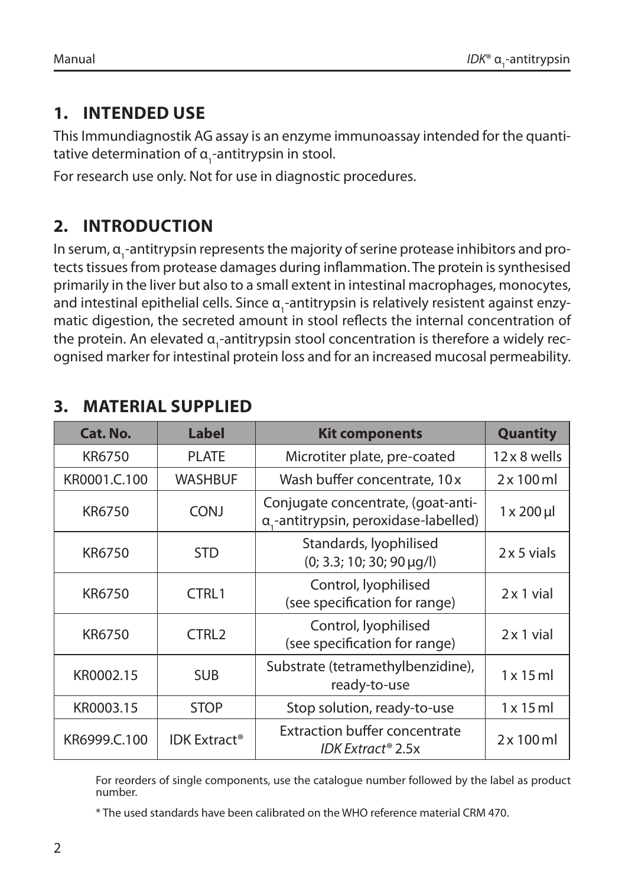## 1. INTENDED USE

This Immundiagnostik AG assay is an enzyme immunoassay intended for the quantitative determination of $\alpha_1$-antitrypsin in stool.

For research use only. Not for use in diagnostic procedures.

## 2. INTRODUCTION

In serum, $\alpha_1$-antitrypsin represents the majority of serine protease inhibitors and protects tissues from protease damages during inflammation. The protein is synthesised primarily in the liver but also to a small extent in intestinal macrophages, monocytes, and intestinal epithelial cells. Since $\alpha_1$-antitrypsin is relatively resistent against enzymatic digestion, the secreted amount in stool reflects the internal concentration of the protein. An elevated $\alpha_1$-antitrypsin stool concentration is therefore a widely recognised marker for intestinal protein loss and for an increased mucosal permeability.

## 3. MATERIAL SUPPLIED

| Cat. No. | Label | Kit components | Quantity |
|---|---|---|---|
| KR6750 | PLATE | Microtiter plate, pre-coated | 12 x 8 wells |
| KR0001.C.100 | WASHBUF | Wash buffer concentrate, 10 x | 2 x 100 ml |
| KR6750 | CONJ | Conjugate concentrate, (goat-anti-$\alpha_1$-antitrypsin, peroxidase-labelled) | 1 x 200 µl |
| KR6750 | STD | Standards, lyophilised (0; 3.3; 10; 30; 90 µg/l) | 2 x 5 vials |
| KR6750 | CTRL1 | Control, lyophilised (see specification for range) | 2 x 1 vial |
| KR6750 | CTRL2 | Control, lyophilised (see specification for range) | 2 x 1 vial |
| KR0002.15 | SUB | Substrate (tetramethylbenzidine), ready-to-use | 1 x 15 ml |
| KR0003.15 | STOP | Stop solution, ready-to-use | 1 x 15 ml |
| KR6999.C.100 | IDK Extract® | Extraction buffer concentrate *IDK Extract®* 2.5x | 2 x 100 ml |

For reorders of single components, use the catalogue number followed by the label as product number.

* The used standards have been calibrated on the WHO reference material CRM 470.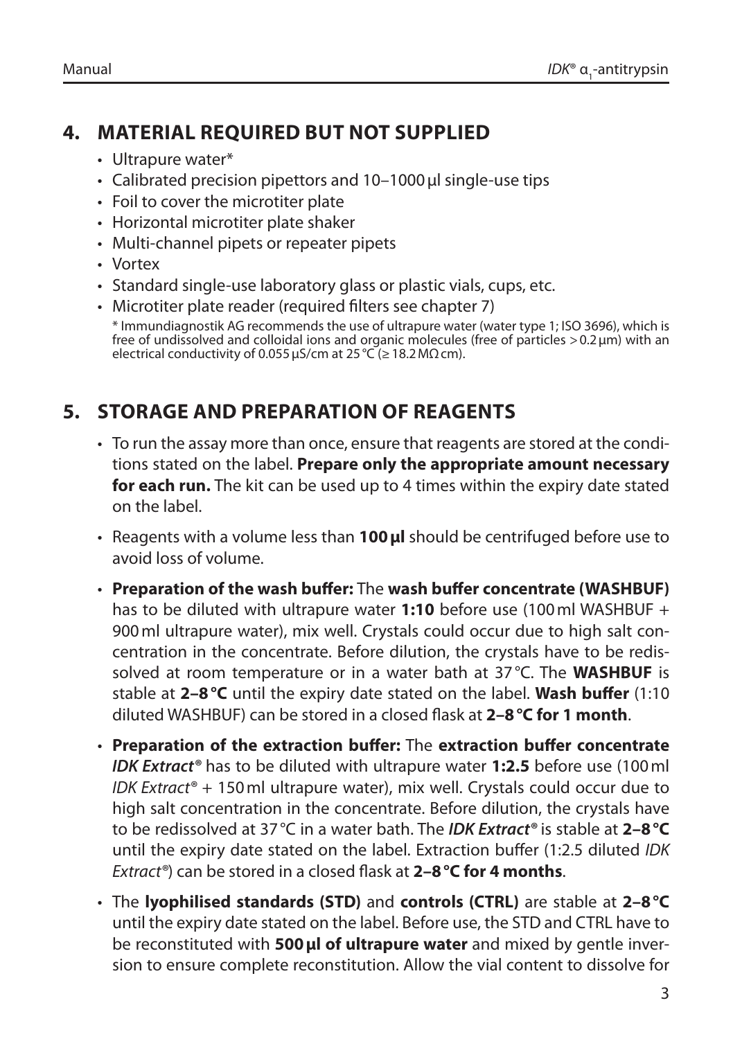## 4. MATERIAL REQUIRED BUT NOT SUPPLIED

- Ultrapure water*
- Calibrated precision pipettors and 10–1000 µl single-use tips
- Foil to cover the microtiter plate
- Horizontal microtiter plate shaker
- Multi-channel pipets or repeater pipets
- Vortex
- Standard single-use laboratory glass or plastic vials, cups, etc.
- Microtiter plate reader (required filters see chapter 7)

\* Immundiagnostik AG recommends the use of ultrapure water (water type 1; ISO 3696), which is free of undissolved and colloidal ions and organic molecules (free of particles > 0.2 µm) with an electrical conductivity of 0.055 µS/cm at 25 °C (≥ 18.2 MΩ cm).

## 5. STORAGE AND PREPARATION OF REAGENTS

- To run the assay more than once, ensure that reagents are stored at the conditions stated on the label. **Prepare only the appropriate amount necessary for each run.** The kit can be used up to 4 times within the expiry date stated on the label.
- Reagents with a volume less than **100 µl** should be centrifuged before use to avoid loss of volume.
- **Preparation of the wash buffer:** The **wash buffer concentrate (WASHBUF)** has to be diluted with ultrapure water **1:10** before use (100 ml WASHBUF + 900 ml ultrapure water), mix well. Crystals could occur due to high salt concentration in the concentrate. Before dilution, the crystals have to be redissolved at room temperature or in a water bath at 37 °C. The **WASHBUF** is stable at **2–8 °C** until the expiry date stated on the label. **Wash buffer** (1:10 diluted WASHBUF) can be stored in a closed flask at **2–8 °C for 1 month**.
- **Preparation of the extraction buffer:** The **extraction buffer concentrate *IDK Extract*®** has to be diluted with ultrapure water **1:2.5** before use (100 ml *IDK Extract*® + 150 ml ultrapure water), mix well. Crystals could occur due to high salt concentration in the concentrate. Before dilution, the crystals have to be redissolved at 37 °C in a water bath. The ***IDK Extract*®** is stable at **2–8 °C** until the expiry date stated on the label. Extraction buffer (1:2.5 diluted *IDK Extract*®) can be stored in a closed flask at **2–8 °C for 4 months**.
- The **lyophilised standards (STD)** and **controls (CTRL)** are stable at **2–8 °C** until the expiry date stated on the label. Before use, the STD and CTRL have to be reconstituted with **500 µl of ultrapure water** and mixed by gentle inversion to ensure complete reconstitution. Allow the vial content to dissolve for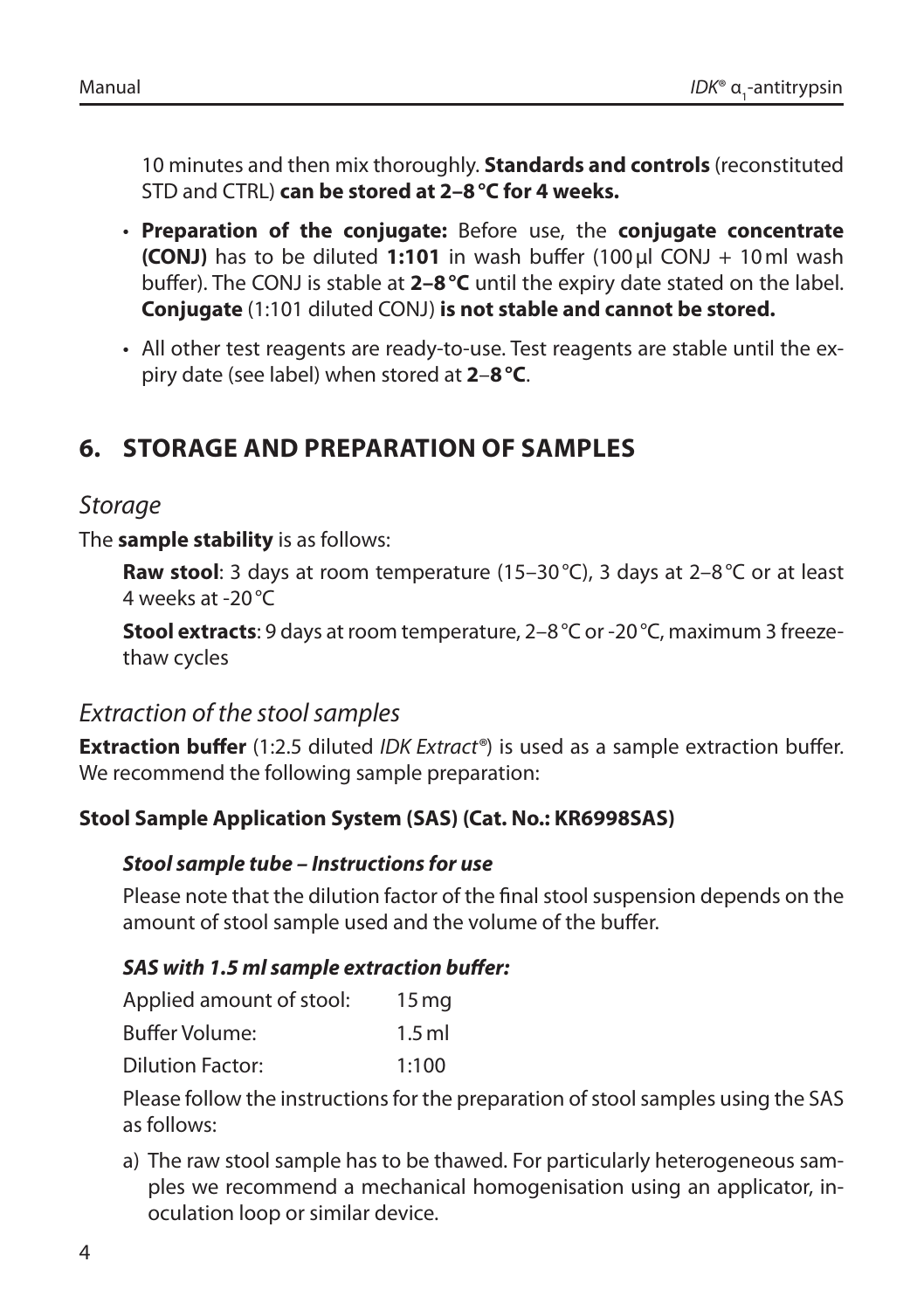10 minutes and then mix thoroughly. **Standards and controls** (reconstituted STD and CTRL) **can be stored at 2–8 °C for 4 weeks.**

- **Preparation of the conjugate:** Before use, the **conjugate concentrate (CONJ)** has to be diluted **1:101** in wash buffer (100 µl CONJ + 10 ml wash buffer). The CONJ is stable at **2–8 °C** until the expiry date stated on the label. **Conjugate** (1:101 diluted CONJ) **is not stable and cannot be stored.**
- All other test reagents are ready-to-use. Test reagents are stable until the expiry date (see label) when stored at **2**–**8 °C**.

## 6. STORAGE AND PREPARATION OF SAMPLES

### *Storage*

The **sample stability** is as follows:

**Raw stool**: 3 days at room temperature (15–30 °C), 3 days at 2–8 °C or at least 4 weeks at -20 °C

**Stool extracts**: 9 days at room temperature, 2–8 °C or -20 °C, maximum 3 freeze-thaw cycles

### *Extraction of the stool samples*

**Extraction buffer** (1:2.5 diluted *IDK Extract*®) is used as a sample extraction buffer. We recommend the following sample preparation:

**Stool Sample Application System (SAS) (Cat. No.: KR6998SAS)**

***Stool sample tube – Instructions for use***

Please note that the dilution factor of the final stool suspension depends on the amount of stool sample used and the volume of the buffer.

***SAS with 1.5 ml sample extraction buffer:***

| | |
|---|---|
| Applied amount of stool: | 15 mg |
| Buffer Volume: | 1.5 ml |
| Dilution Factor: | 1:100 |

Please follow the instructions for the preparation of stool samples using the SAS as follows:

a) The raw stool sample has to be thawed. For particularly heterogeneous samples we recommend a mechanical homogenisation using an applicator, inoculation loop or similar device.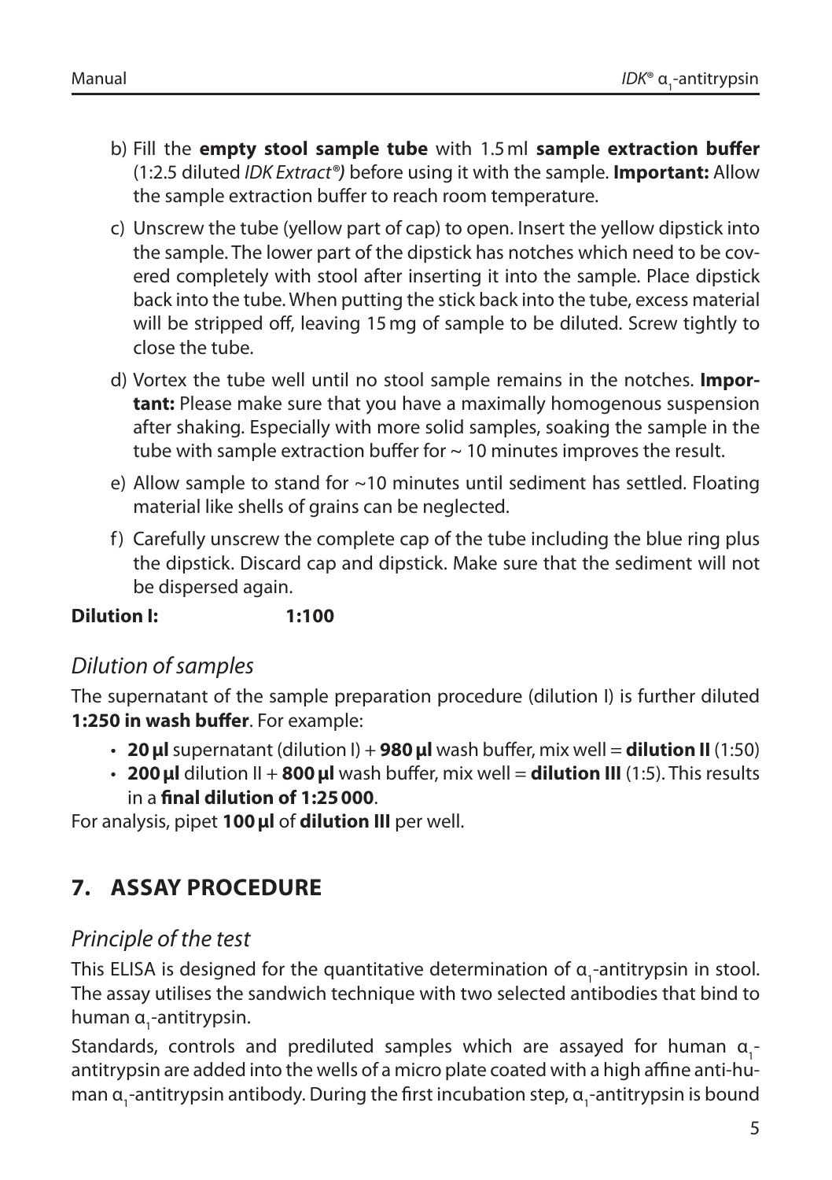b) Fill the **empty stool sample tube** with 1.5 ml **sample extraction buffer** (1:2.5 diluted *IDK Extract®)* before using it with the sample. **Important:** Allow the sample extraction buffer to reach room temperature.

c) Unscrew the tube (yellow part of cap) to open. Insert the yellow dipstick into the sample. The lower part of the dipstick has notches which need to be covered completely with stool after inserting it into the sample. Place dipstick back into the tube. When putting the stick back into the tube, excess material will be stripped off, leaving 15 mg of sample to be diluted. Screw tightly to close the tube.

d) Vortex the tube well until no stool sample remains in the notches. **Important:** Please make sure that you have a maximally homogenous suspension after shaking. Especially with more solid samples, soaking the sample in the tube with sample extraction buffer for ~ 10 minutes improves the result.

e) Allow sample to stand for ~10 minutes until sediment has settled. Floating material like shells of grains can be neglected.

f) Carefully unscrew the complete cap of the tube including the blue ring plus the dipstick. Discard cap and dipstick. Make sure that the sediment will not be dispersed again.

**Dilution I: 1:100**

### *Dilution of samples*

The supernatant of the sample preparation procedure (dilution I) is further diluted **1:250 in wash buffer**. For example:

- **20 µl** supernatant (dilution I) + **980 µl** wash buffer, mix well = **dilution II** (1:50)
- **200 µl** dilution II + **800 µl** wash buffer, mix well = **dilution III** (1:5). This results in a **final dilution of 1:25 000**.

For analysis, pipet **100 µl** of **dilution III** per well.

## 7. ASSAY PROCEDURE

### *Principle of the test*

This ELISA is designed for the quantitative determination of $\alpha_1$-antitrypsin in stool. The assay utilises the sandwich technique with two selected antibodies that bind to human $\alpha_1$-antitrypsin.

Standards, controls and prediluted samples which are assayed for human $\alpha_1$-antitrypsin are added into the wells of a micro plate coated with a high affine anti-human $\alpha_1$-antitrypsin antibody. During the first incubation step, $\alpha_1$-antitrypsin is bound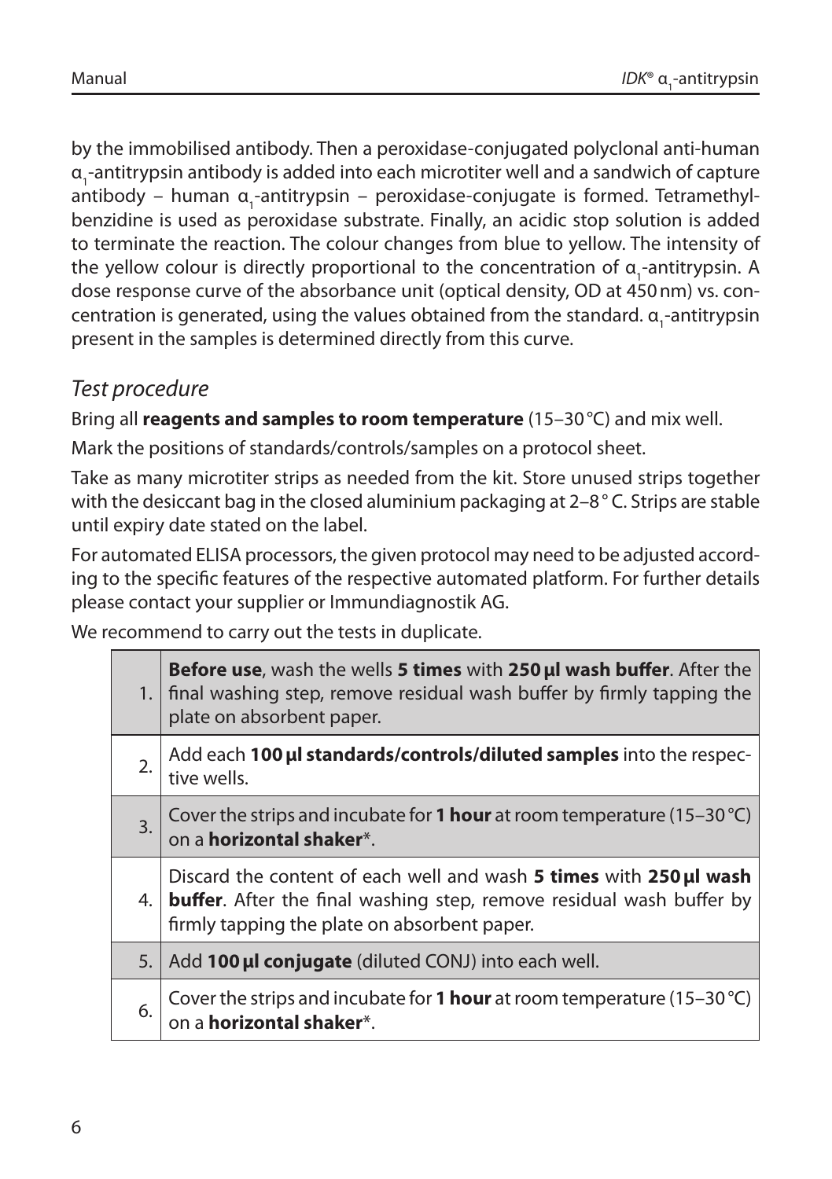by the immobilised antibody. Then a peroxidase-conjugated polyclonal anti-human $\alpha_1$-antitrypsin antibody is added into each microtiter well and a sandwich of capture antibody – human $\alpha_1$-antitrypsin – peroxidase-conjugate is formed. Tetramethylbenzidine is used as peroxidase substrate. Finally, an acidic stop solution is added to terminate the reaction. The colour changes from blue to yellow. The intensity of the yellow colour is directly proportional to the concentration of $\alpha_1$-antitrypsin. A dose response curve of the absorbance unit (optical density, OD at 450 nm) vs. concentration is generated, using the values obtained from the standard. $\alpha_1$-antitrypsin present in the samples is determined directly from this curve.

## *Test procedure*

Bring all **reagents and samples to room temperature** (15–30 °C) and mix well.

Mark the positions of standards/controls/samples on a protocol sheet.

Take as many microtiter strips as needed from the kit. Store unused strips together with the desiccant bag in the closed aluminium packaging at 2–8 ° C. Strips are stable until expiry date stated on the label.

For automated ELISA processors, the given protocol may need to be adjusted according to the specific features of the respective automated platform. For further details please contact your supplier or Immundiagnostik AG.

We recommend to carry out the tests in duplicate.

| | |
|---|---|
| 1. | **Before use**, wash the wells **5 times** with **250 µl wash buffer**. After the final washing step, remove residual wash buffer by firmly tapping the plate on absorbent paper. |
| 2. | Add each **100 µl standards/controls/diluted samples** into the respective wells. |
| 3. | Cover the strips and incubate for **1 hour** at room temperature (15–30 °C) on a **horizontal shaker***. |
| 4. | Discard the content of each well and wash **5 times** with **250 µl wash buffer**. After the final washing step, remove residual wash buffer by firmly tapping the plate on absorbent paper. |
| 5. | Add **100 µl conjugate** (diluted CONJ) into each well. |
| 6. | Cover the strips and incubate for **1 hour** at room temperature (15–30 °C) on a **horizontal shaker***. |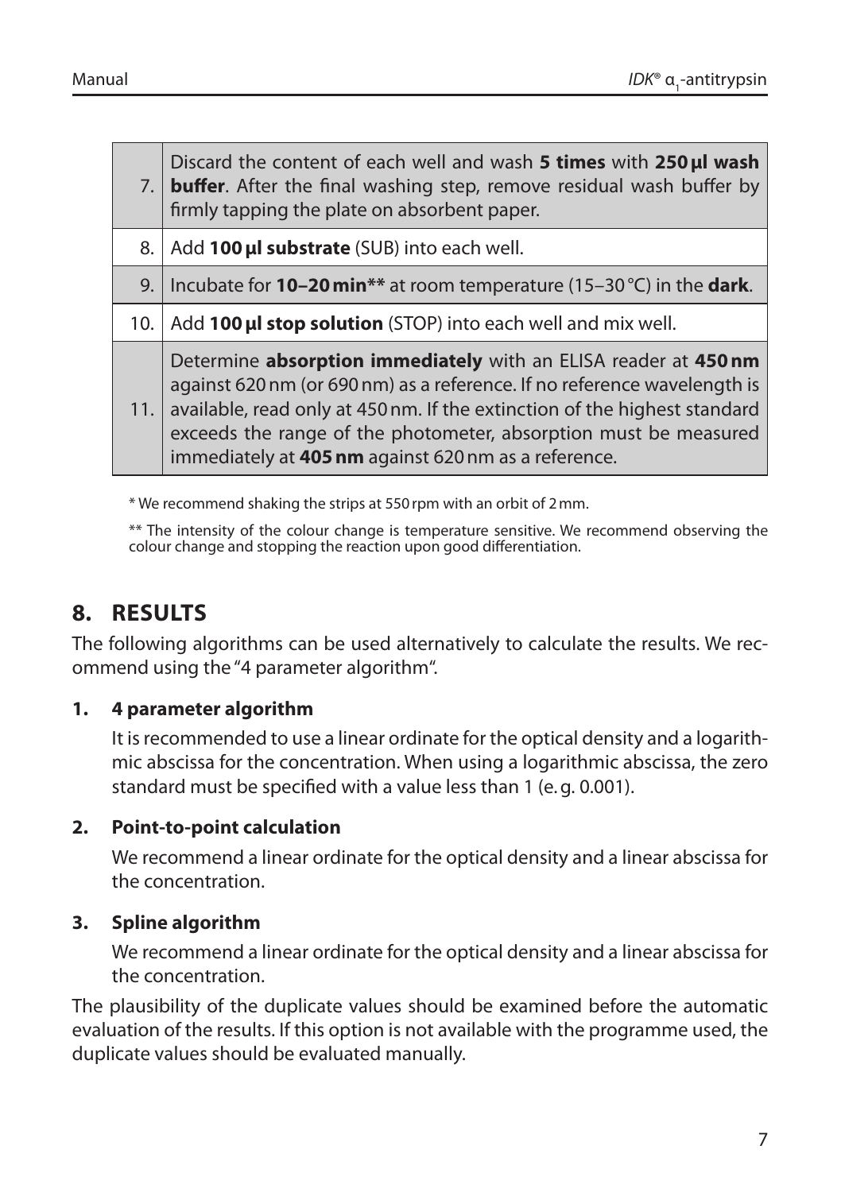| | |
|---|---|
| 7. | Discard the content of each well and wash **5 times** with **250 µl wash buffer**. After the final washing step, remove residual wash buffer by firmly tapping the plate on absorbent paper. |
| 8. | Add **100 µl substrate** (SUB) into each well. |
| 9. | Incubate for **10–20 min**** at room temperature (15–30 °C) in the **dark**. |
| 10. | Add **100 µl stop solution** (STOP) into each well and mix well. |
| 11. | Determine **absorption immediately** with an ELISA reader at **450 nm** against 620 nm (or 690 nm) as a reference. If no reference wavelength is available, read only at 450 nm. If the extinction of the highest standard exceeds the range of the photometer, absorption must be measured immediately at **405 nm** against 620 nm as a reference. |

* We recommend shaking the strips at 550 rpm with an orbit of 2 mm.

** The intensity of the colour change is temperature sensitive. We recommend observing the colour change and stopping the reaction upon good differentiation.

# 8. RESULTS

The following algorithms can be used alternatively to calculate the results. We recommend using the "4 parameter algorithm".

**1. 4 parameter algorithm**

It is recommended to use a linear ordinate for the optical density and a logarithmic abscissa for the concentration. When using a logarithmic abscissa, the zero standard must be specified with a value less than 1 (e. g. 0.001).

**2. Point-to-point calculation**

We recommend a linear ordinate for the optical density and a linear abscissa for the concentration.

**3. Spline algorithm**

We recommend a linear ordinate for the optical density and a linear abscissa for the concentration.

The plausibility of the duplicate values should be examined before the automatic evaluation of the results. If this option is not available with the programme used, the duplicate values should be evaluated manually.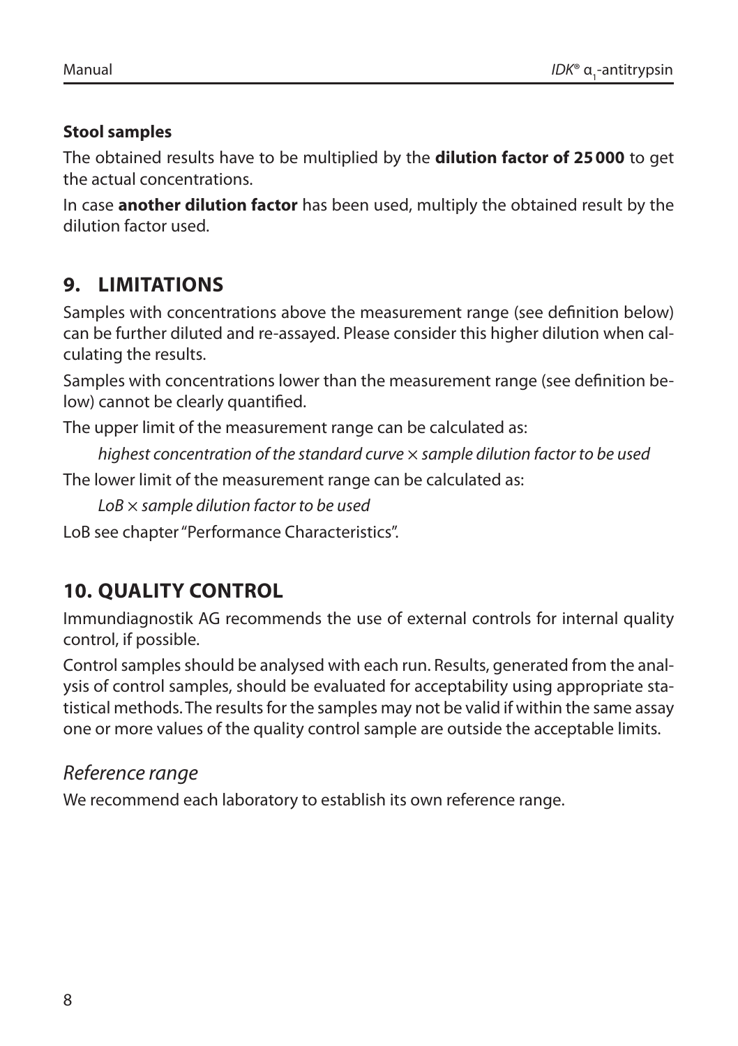**Stool samples**

The obtained results have to be multiplied by the **dilution factor of 25 000** to get the actual concentrations.

In case **another dilution factor** has been used, multiply the obtained result by the dilution factor used.

## 9. LIMITATIONS

Samples with concentrations above the measurement range (see definition below) can be further diluted and re-assayed. Please consider this higher dilution when calculating the results.

Samples with concentrations lower than the measurement range (see definition below) cannot be clearly quantified.

The upper limit of the measurement range can be calculated as:

*highest concentration of the standard curve × sample dilution factor to be used*

The lower limit of the measurement range can be calculated as:

*LoB × sample dilution factor to be used*

LoB see chapter "Performance Characteristics".

## 10. QUALITY CONTROL

Immundiagnostik AG recommends the use of external controls for internal quality control, if possible.

Control samples should be analysed with each run. Results, generated from the analysis of control samples, should be evaluated for acceptability using appropriate statistical methods. The results for the samples may not be valid if within the same assay one or more values of the quality control sample are outside the acceptable limits.

### *Reference range*

We recommend each laboratory to establish its own reference range.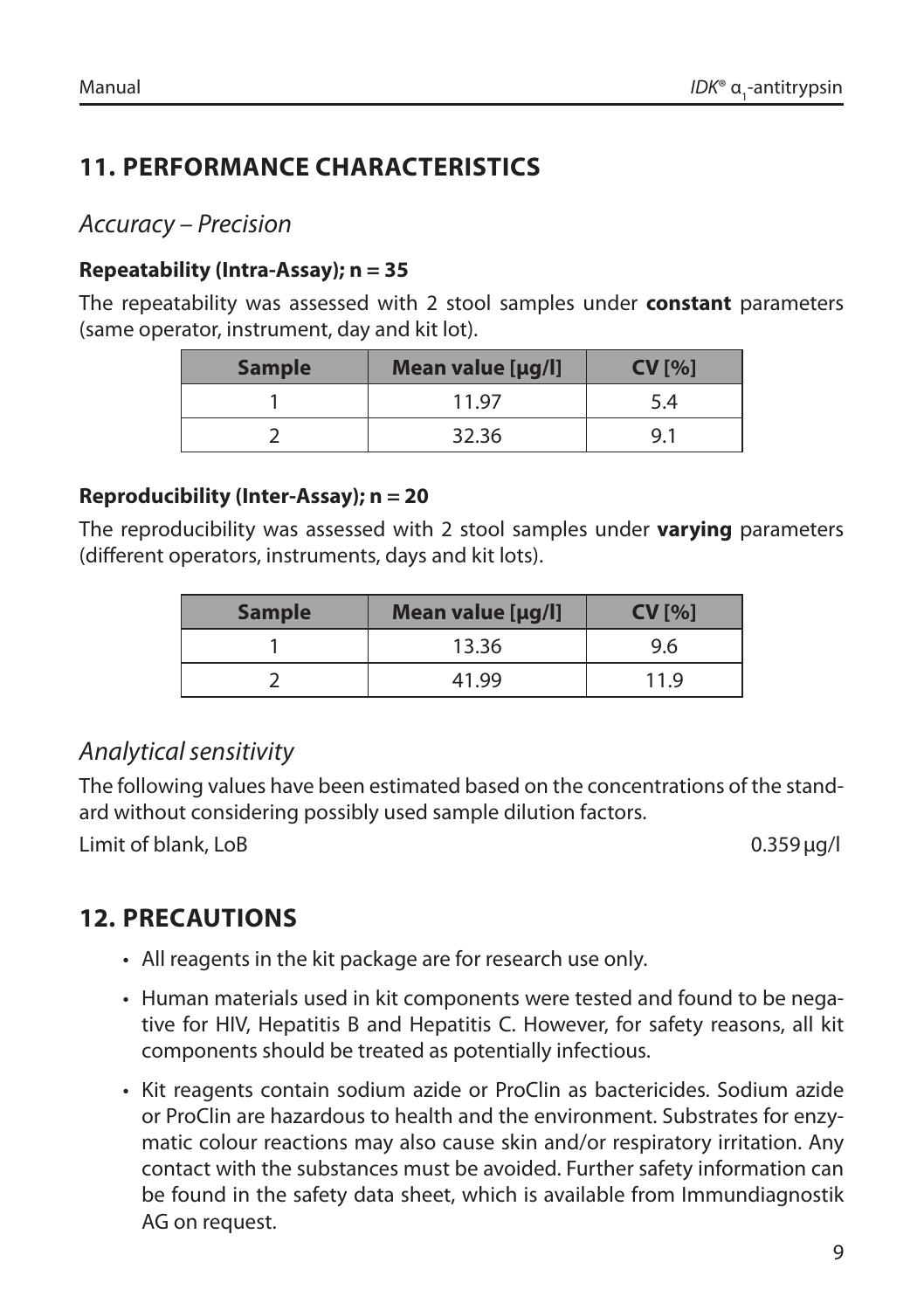## 11. PERFORMANCE CHARACTERISTICS

### *Accuracy – Precision*

**Repeatability (Intra-Assay); n = 35**

The repeatability was assessed with 2 stool samples under **constant** parameters (same operator, instrument, day and kit lot).

| Sample | Mean value [µg/l] | CV [%] |
|---|---|---|
| 1 | 11.97 | 5.4 |
| 2 | 32.36 | 9.1 |

**Reproducibility (Inter-Assay); n = 20**

The reproducibility was assessed with 2 stool samples under **varying** parameters (different operators, instruments, days and kit lots).

| Sample | Mean value [µg/l] | CV [%] |
|---|---|---|
| 1 | 13.36 | 9.6 |
| 2 | 41.99 | 11.9 |

### *Analytical sensitivity*

The following values have been estimated based on the concentrations of the standard without considering possibly used sample dilution factors.

Limit of blank, LoB 0.359 µg/l

## 12. PRECAUTIONS

- All reagents in the kit package are for research use only.
- Human materials used in kit components were tested and found to be negative for HIV, Hepatitis B and Hepatitis C. However, for safety reasons, all kit components should be treated as potentially infectious.
- Kit reagents contain sodium azide or ProClin as bactericides. Sodium azide or ProClin are hazardous to health and the environment. Substrates for enzymatic colour reactions may also cause skin and/or respiratory irritation. Any contact with the substances must be avoided. Further safety information can be found in the safety data sheet, which is available from Immundiagnostik AG on request.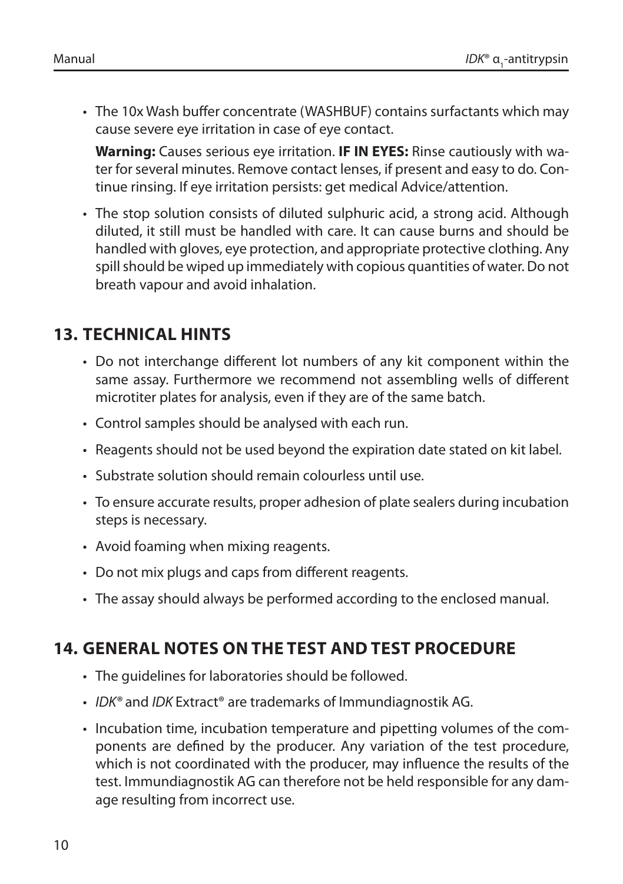- The 10x Wash buffer concentrate (WASHBUF) contains surfactants which may cause severe eye irritation in case of eye contact.

  **Warning:** Causes serious eye irritation. **IF IN EYES:** Rinse cautiously with water for several minutes. Remove contact lenses, if present and easy to do. Continue rinsing. If eye irritation persists: get medical Advice/attention.

- The stop solution consists of diluted sulphuric acid, a strong acid. Although diluted, it still must be handled with care. It can cause burns and should be handled with gloves, eye protection, and appropriate protective clothing. Any spill should be wiped up immediately with copious quantities of water. Do not breath vapour and avoid inhalation.

## 13. TECHNICAL HINTS

- Do not interchange different lot numbers of any kit component within the same assay. Furthermore we recommend not assembling wells of different microtiter plates for analysis, even if they are of the same batch.
- Control samples should be analysed with each run.
- Reagents should not be used beyond the expiration date stated on kit label.
- Substrate solution should remain colourless until use.
- To ensure accurate results, proper adhesion of plate sealers during incubation steps is necessary.
- Avoid foaming when mixing reagents.
- Do not mix plugs and caps from different reagents.
- The assay should always be performed according to the enclosed manual.

## 14. GENERAL NOTES ON THE TEST AND TEST PROCEDURE

- The guidelines for laboratories should be followed.
- *IDK*® and *IDK* Extract® are trademarks of Immundiagnostik AG.
- Incubation time, incubation temperature and pipetting volumes of the components are defined by the producer. Any variation of the test procedure, which is not coordinated with the producer, may influence the results of the test. Immundiagnostik AG can therefore not be held responsible for any damage resulting from incorrect use.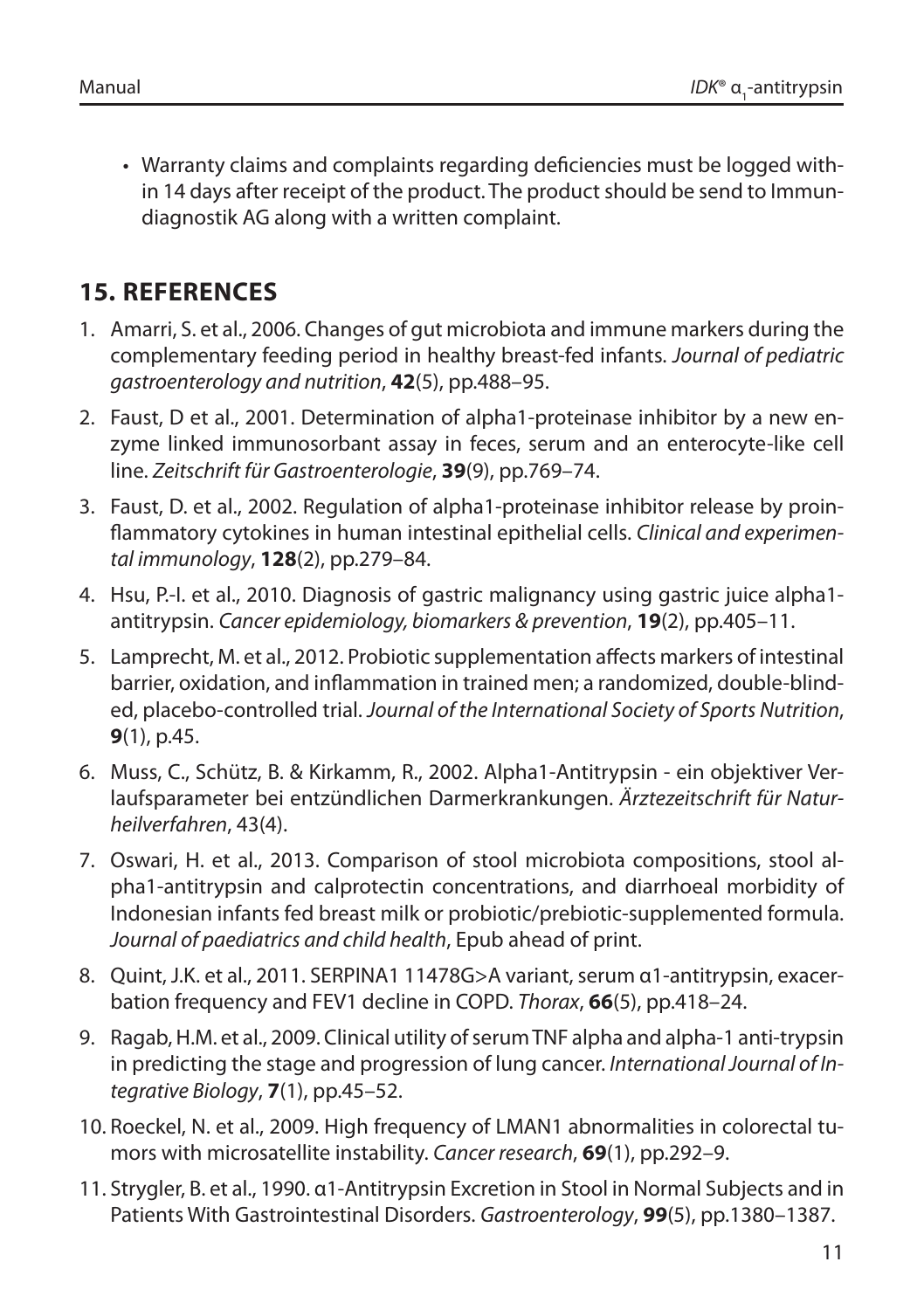- Warranty claims and complaints regarding deficiencies must be logged within 14 days after receipt of the product. The product should be send to Immundiagnostik AG along with a written complaint.

## 15. REFERENCES

1. Amarri, S. et al., 2006. Changes of gut microbiota and immune markers during the complementary feeding period in healthy breast-fed infants. *Journal of pediatric gastroenterology and nutrition*, **42**(5), pp.488–95.
2. Faust, D et al., 2001. Determination of alpha1-proteinase inhibitor by a new enzyme linked immunosorbant assay in feces, serum and an enterocyte-like cell line. *Zeitschrift für Gastroenterologie*, **39**(9), pp.769–74.
3. Faust, D. et al., 2002. Regulation of alpha1-proteinase inhibitor release by proinflammatory cytokines in human intestinal epithelial cells. *Clinical and experimental immunology*, **128**(2), pp.279–84.
4. Hsu, P.-I. et al., 2010. Diagnosis of gastric malignancy using gastric juice alpha1-antitrypsin. *Cancer epidemiology, biomarkers & prevention*, **19**(2), pp.405–11.
5. Lamprecht, M. et al., 2012. Probiotic supplementation affects markers of intestinal barrier, oxidation, and inflammation in trained men; a randomized, double-blinded, placebo-controlled trial. *Journal of the International Society of Sports Nutrition*, **9**(1), p.45.
6. Muss, C., Schütz, B. & Kirkamm, R., 2002. Alpha1-Antitrypsin - ein objektiver Verlaufsparameter bei entzündlichen Darmerkrankungen. *Ärztezeitschrift für Naturheilverfahren*, 43(4).
7. Oswari, H. et al., 2013. Comparison of stool microbiota compositions, stool alpha1-antitrypsin and calprotectin concentrations, and diarrhoeal morbidity of Indonesian infants fed breast milk or probiotic/prebiotic-supplemented formula. *Journal of paediatrics and child health*, Epub ahead of print.
8. Quint, J.K. et al., 2011. SERPINA1 11478G>A variant, serum α1-antitrypsin, exacerbation frequency and FEV1 decline in COPD. *Thorax*, **66**(5), pp.418–24.
9. Ragab, H.M. et al., 2009. Clinical utility of serum TNF alpha and alpha-1 anti-trypsin in predicting the stage and progression of lung cancer. *International Journal of Integrative Biology*, **7**(1), pp.45–52.
10. Roeckel, N. et al., 2009. High frequency of LMAN1 abnormalities in colorectal tumors with microsatellite instability. *Cancer research*, **69**(1), pp.292–9.
11. Strygler, B. et al., 1990. α1-Antitrypsin Excretion in Stool in Normal Subjects and in Patients With Gastrointestinal Disorders. *Gastroenterology*, **99**(5), pp.1380–1387.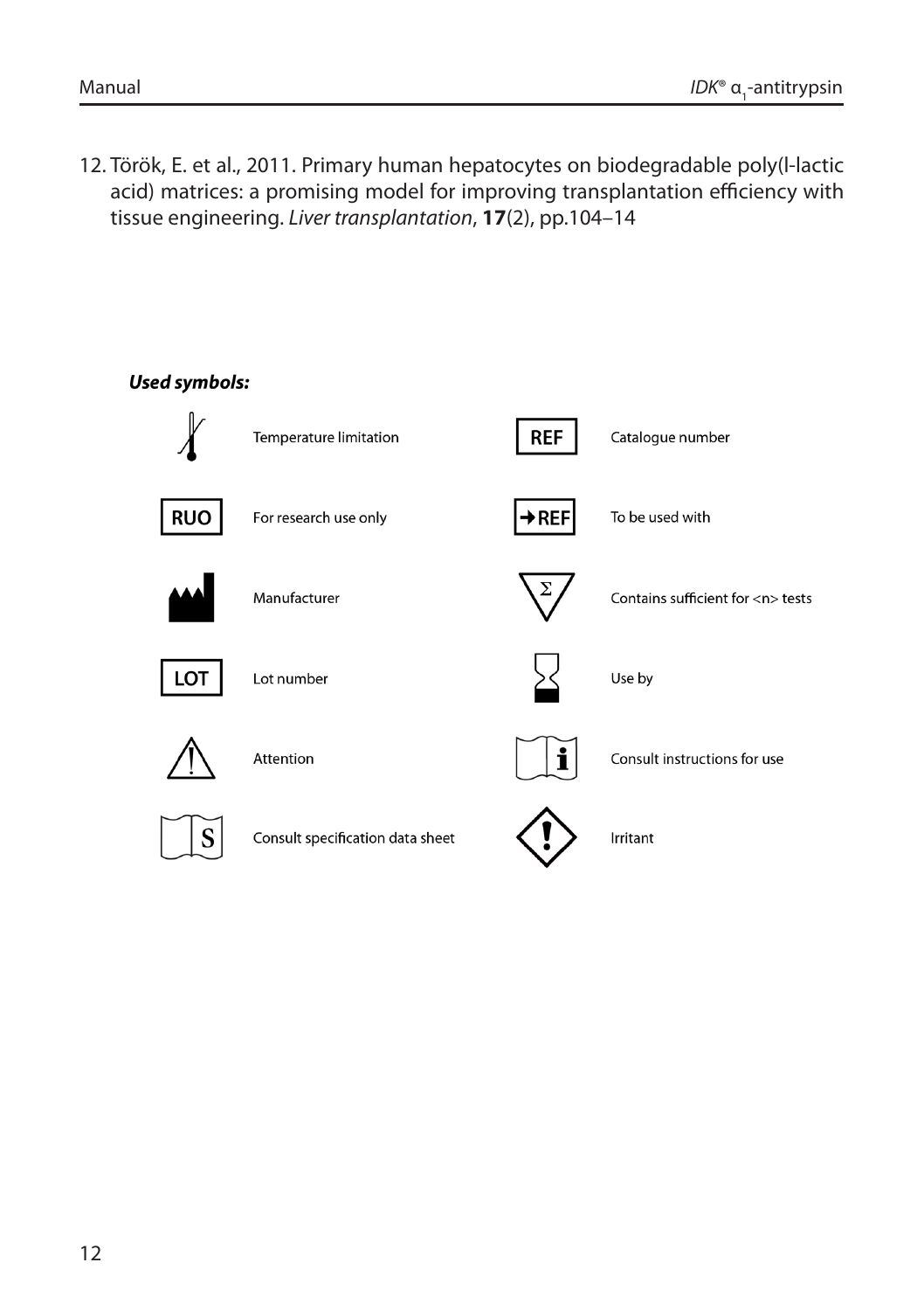12. Török, E. et al., 2011. Primary human hepatocytes on biodegradable poly(l-lactic acid) matrices: a promising model for improving transplantation efficiency with tissue engineering. *Liver transplantation*, **17**(2), pp.104–14

***Used symbols:***

| | | | |
|---|---|---|---|
| | Temperature limitation | REF | Catalogue number |
| RUO | For research use only | →REF | To be used with |
| | Manufacturer | Σ | Contains sufficient for <n> tests |
| LOT | Lot number | | Use by |
| | Attention | i | Consult instructions for use |
| S | Consult specification data sheet | ! | Irritant |